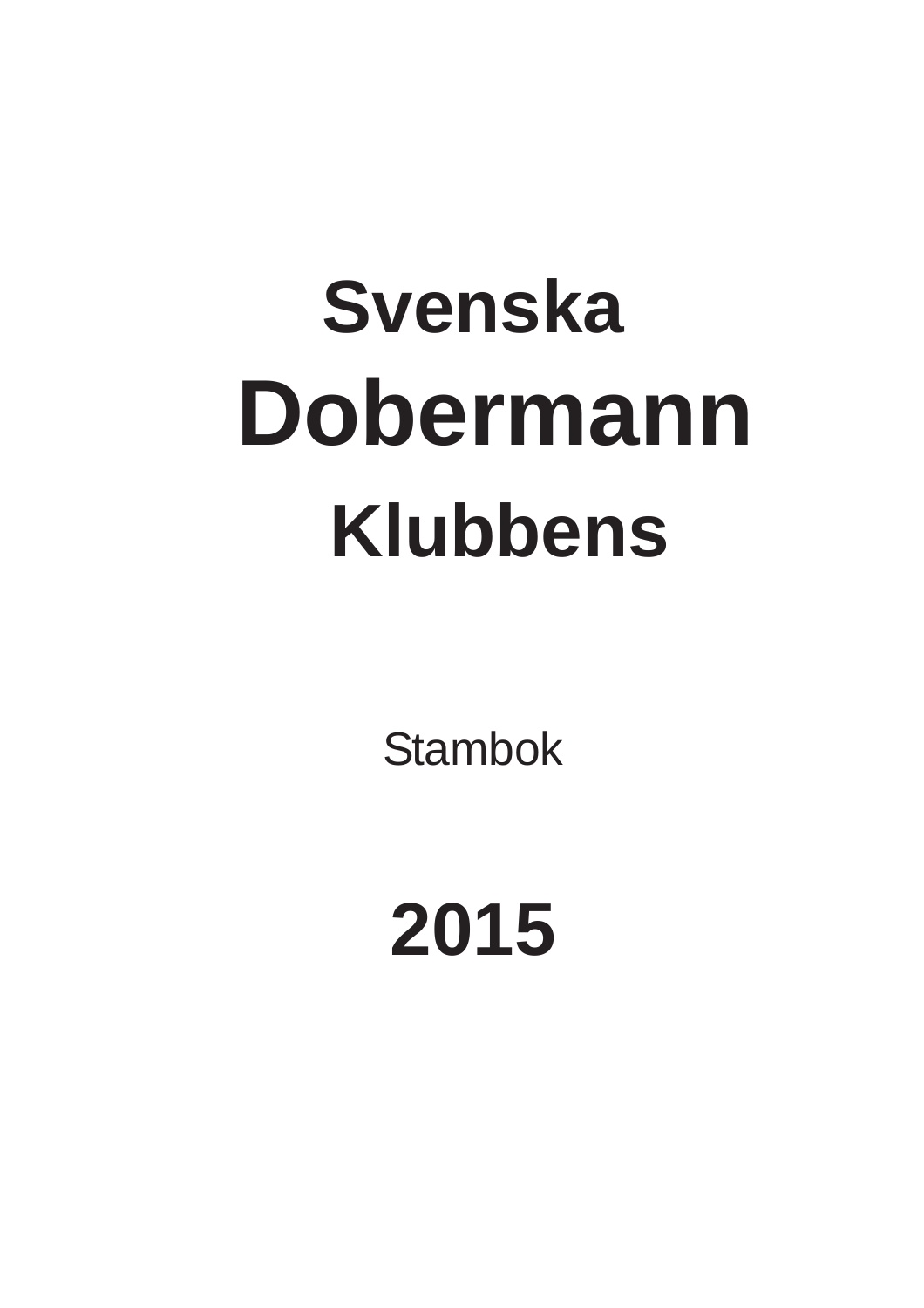# Svenska Dobermann Klubbens

Stambok

# 2015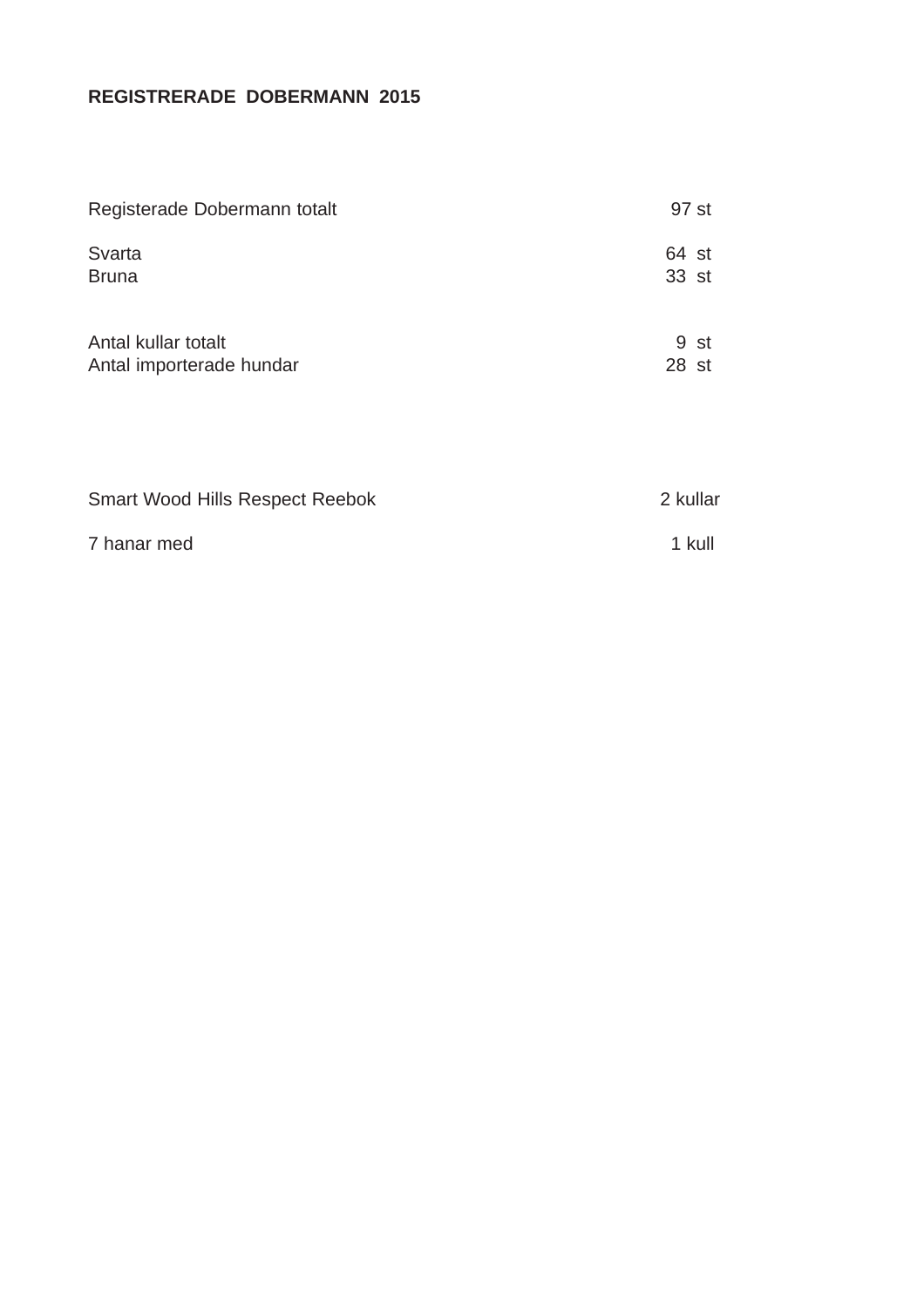**REGISTRERADE DOBERMANN 2015**

| | |
|---|---|
| Registerade Dobermann totalt | 97 st |
| | |
| Svarta | 64 st |
| Bruna | 33 st |
| | |
| Antal kullar totalt | 9 st |
| Antal importerade hundar | 28 st |

| | |
|---|---|
| Smart Wood Hills Respect Reebok | 2 kullar |
| | |
| 7 hanar med | 1 kull |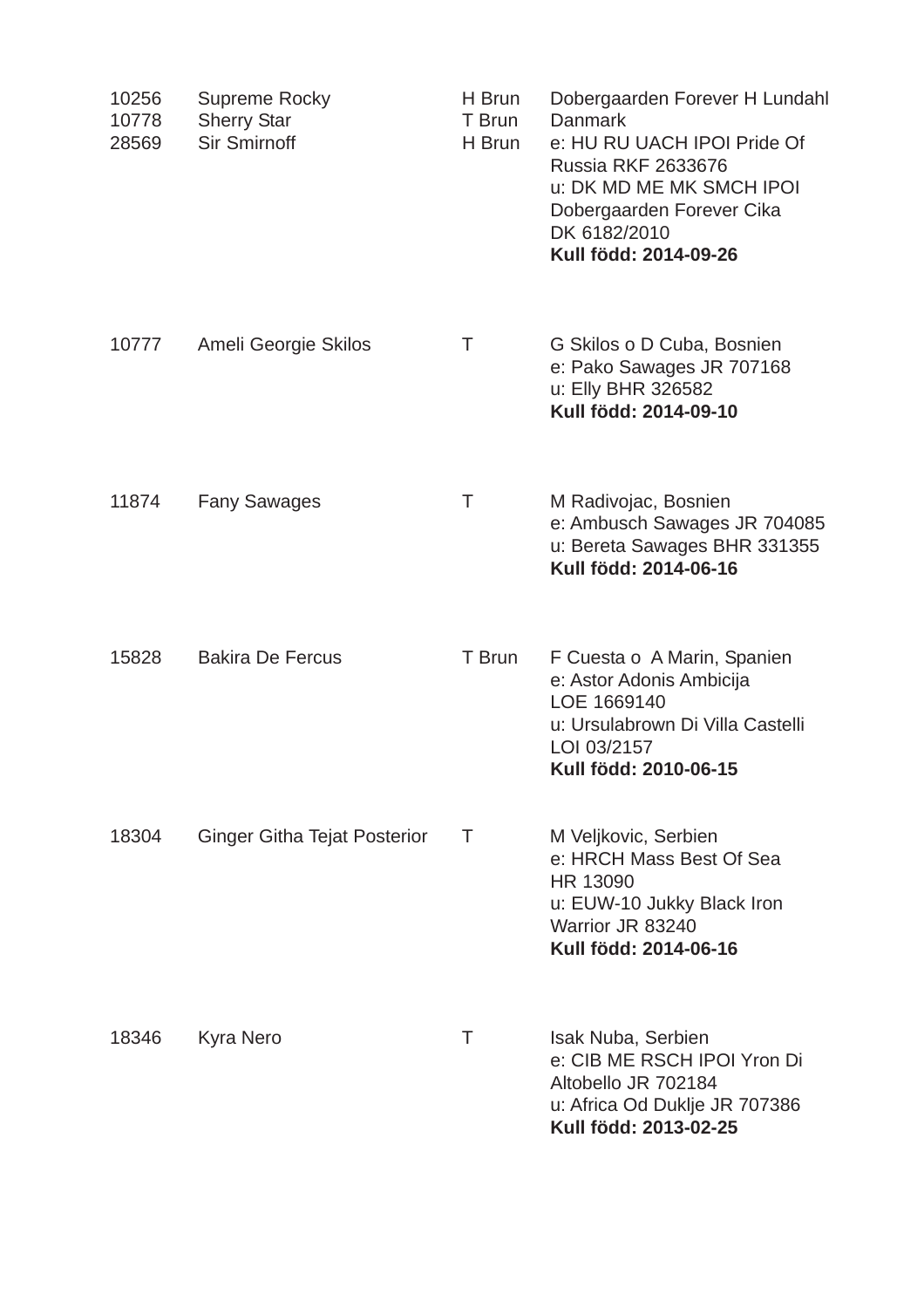| | | | |
|---|---|---|---|
| 10256<br>10778<br>28569 | Supreme Rocky<br>Sherry Star<br>Sir Smirnoff | H Brun<br>T Brun<br>H Brun | Dobergaarden Forever H Lundahl Danmark<br>e: HU RU UACH IPOI Pride Of Russia RKF 2633676<br>u: DK MD ME MK SMCH IPOI Dobergaarden Forever Cika DK 6182/2010<br>**Kull född: 2014-09-26** |
| 10777 | Ameli Georgie Skilos | T | G Skilos o D Cuba, Bosnien<br>e: Pako Sawages JR 707168<br>u: Elly BHR 326582<br>**Kull född: 2014-09-10** |
| 11874 | Fany Sawages | T | M Radivojac, Bosnien<br>e: Ambusch Sawages JR 704085<br>u: Bereta Sawages BHR 331355<br>**Kull född: 2014-06-16** |
| 15828 | Bakira De Fercus | T Brun | F Cuesta o A Marin, Spanien<br>e: Astor Adonis Ambicija LOE 1669140<br>u: Ursulabrown Di Villa Castelli LOI 03/2157<br>**Kull född: 2010-06-15** |
| 18304 | Ginger Githa Tejat Posterior | T | M Veljkovic, Serbien<br>e: HRCH Mass Best Of Sea HR 13090<br>u: EUW-10 Jukky Black Iron Warrior JR 83240<br>**Kull född: 2014-06-16** |
| 18346 | Kyra Nero | T | Isak Nuba, Serbien<br>e: CIB ME RSCH IPOI Yron Di Altobello JR 702184<br>u: Africa Od Duklje JR 707386<br>**Kull född: 2013-02-25** |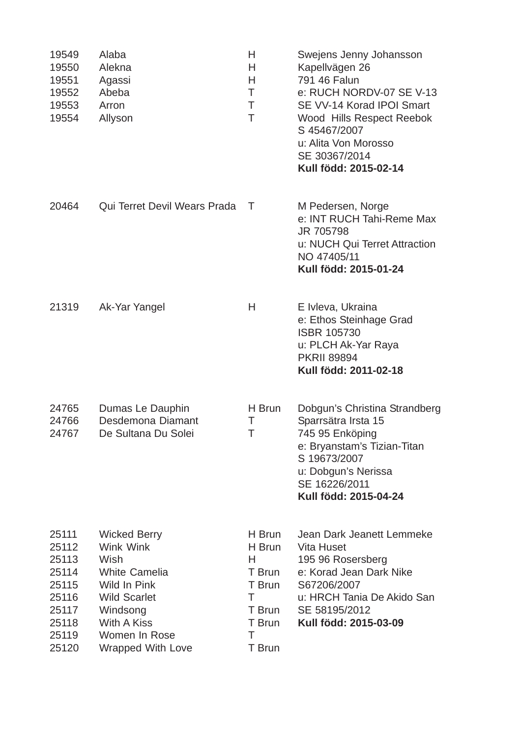| | | | |
|---|---|---|---|
| 19549 | Alaba | H | Swejens Jenny Johansson |
| 19550 | Alekna | H | Kapellvägen 26 |
| 19551 | Agassi | H | 791 46 Falun |
| 19552 | Abeba | T | e: RUCH NORDV-07 SE V-13 |
| 19553 | Arron | T | SE VV-14 Korad IPOI Smart |
| 19554 | Allyson | T | Wood Hills Respect Reebok |
| | | | S 45467/2007 |
| | | | u: Alita Von Morosso |
| | | | SE 30367/2014 |
| | | | **Kull född: 2015-02-14** |

| | | | |
|---|---|---|---|
| 20464 | Qui Terret Devil Wears Prada | T | M Pedersen, Norge |
| | | | e: INT RUCH Tahi-Reme Max |
| | | | JR 705798 |
| | | | u: NUCH Qui Terret Attraction |
| | | | NO 47405/11 |
| | | | **Kull född: 2015-01-24** |

| | | | |
|---|---|---|---|
| 21319 | Ak-Yar Yangel | H | E Ivleva, Ukraina |
| | | | e: Ethos Steinhage Grad |
| | | | ISBR 105730 |
| | | | u: PLCH Ak-Yar Raya |
| | | | PKRII 89894 |
| | | | **Kull född: 2011-02-18** |

| | | | |
|---|---|---|---|
| 24765 | Dumas Le Dauphin | H Brun | Dobgun's Christina Strandberg |
| 24766 | Desdemona Diamant | T | Sparrsätra Irsta 15 |
| 24767 | De Sultana Du Solei | T | 745 95 Enköping |
| | | | e: Bryanstam's Tizian-Titan |
| | | | S 19673/2007 |
| | | | u: Dobgun's Nerissa |
| | | | SE 16226/2011 |
| | | | **Kull född: 2015-04-24** |

| | | | |
|---|---|---|---|
| 25111 | Wicked Berry | H Brun | Jean Dark Jeanett Lemmeke |
| 25112 | Wink Wink | H Brun | Vita Huset |
| 25113 | Wish | H | 195 96 Rosersberg |
| 25114 | White Camelia | T Brun | e: Korad Jean Dark Nike |
| 25115 | Wild In Pink | T Brun | S67206/2007 |
| 25116 | Wild Scarlet | T | u: HRCH Tania De Akido San |
| 25117 | Windsong | T Brun | SE 58195/2012 |
| 25118 | With A Kiss | T Brun | **Kull född: 2015-03-09** |
| 25119 | Women In Rose | T | |
| 25120 | Wrapped With Love | T Brun | |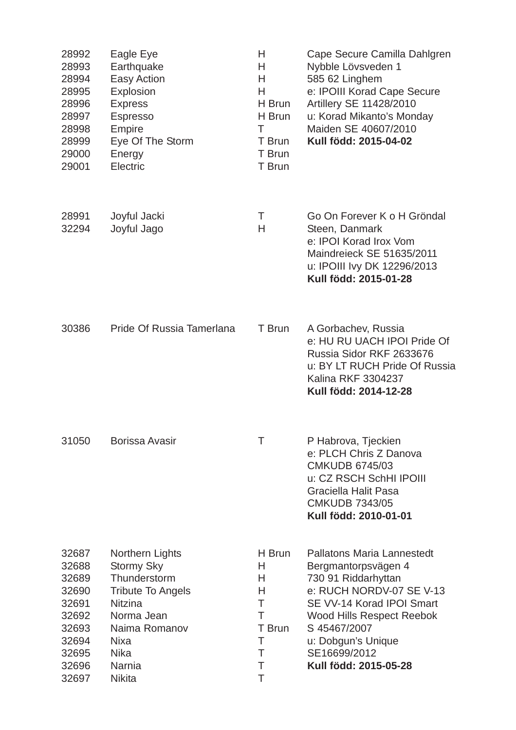| | | | |
|---|---|---|---|
| 28992 | Eagle Eye | H | Cape Secure Camilla Dahlgren |
| 28993 | Earthquake | H | Nybble Lövsveden 1 |
| 28994 | Easy Action | H | 585 62 Linghem |
| 28995 | Explosion | H | e: IPOIII Korad Cape Secure |
| 28996 | Express | H Brun | Artillery SE 11428/2010 |
| 28997 | Espresso | H Brun | u: Korad Mikanto's Monday |
| 28998 | Empire | T | Maiden SE 40607/2010 |
| 28999 | Eye Of The Storm | T Brun | **Kull född: 2015-04-02** |
| 29000 | Energy | T Brun | |
| 29001 | Electric | T Brun | |

| | | | |
|---|---|---|---|
| 28991 | Joyful Jacki | T | Go On Forever K o H Gröndal |
| 32294 | Joyful Jago | H | Steen, Danmark |
| | | | e: IPOI Korad Irox Vom |
| | | | Maindreieck SE 51635/2011 |
| | | | u: IPOIII Ivy DK 12296/2013 |
| | | | **Kull född: 2015-01-28** |

| | | | |
|---|---|---|---|
| 30386 | Pride Of Russia Tamerlana | T Brun | A Gorbachev, Russia |
| | | | e: HU RU UACH IPOI Pride Of |
| | | | Russia Sidor RKF 2633676 |
| | | | u: BY LT RUCH Pride Of Russia |
| | | | Kalina RKF 3304237 |
| | | | **Kull född: 2014-12-28** |

| | | | |
|---|---|---|---|
| 31050 | Borissa Avasir | T | P Habrova, Tjeckien |
| | | | e: PLCH Chris Z Danova |
| | | | CMKUDB 6745/03 |
| | | | u: CZ RSCH SchHI IPOIII |
| | | | Graciella Halit Pasa |
| | | | CMKUDB 7343/05 |
| | | | **Kull född: 2010-01-01** |

| | | | |
|---|---|---|---|
| 32687 | Northern Lights | H Brun | Pallatons Maria Lannestedt |
| 32688 | Stormy Sky | H | Bergmantorpsvägen 4 |
| 32689 | Thunderstorm | H | 730 91 Riddarhyttan |
| 32690 | Tribute To Angels | H | e: RUCH NORDV-07 SE V-13 |
| 32691 | Nitzina | T | SE VV-14 Korad IPOI Smart |
| 32692 | Norma Jean | T | Wood Hills Respect Reebok |
| 32693 | Naima Romanov | T Brun | S 45467/2007 |
| 32694 | Nixa | T | u: Dobgun's Unique |
| 32695 | Nika | T | SE16699/2012 |
| 32696 | Narnia | T | **Kull född: 2015-05-28** |
| 32697 | Nikita | T | |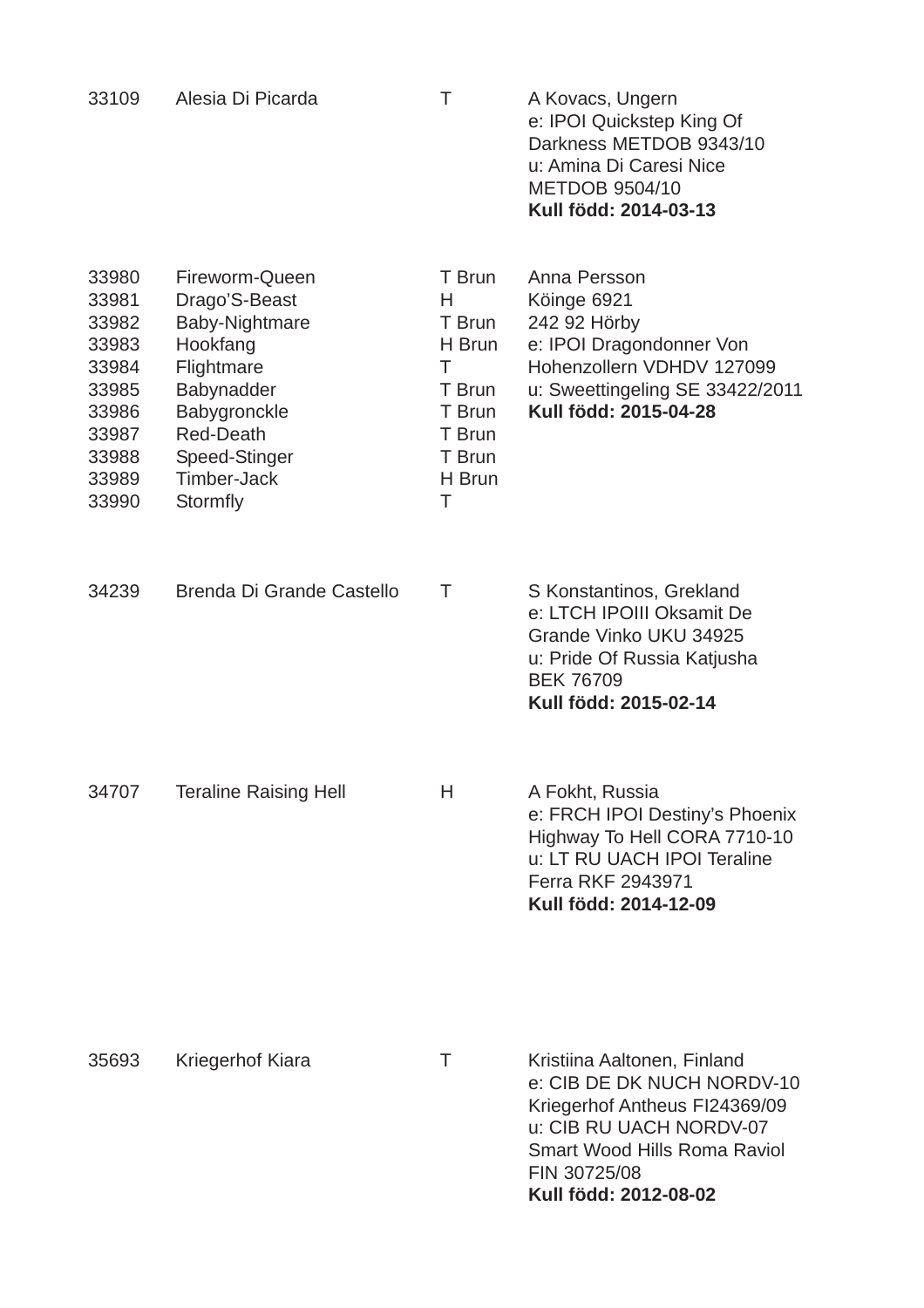| | | | |
|---|---|---|---|
| 33109 | Alesia Di Picarda | T | A Kovacs, Ungern<br>e: IPOI Quickstep King Of Darkness METDOB 9343/10<br>u: Amina Di Caresi Nice METDOB 9504/10<br>**Kull född: 2014-03-13** |
| 33980 | Fireworm-Queen | T Brun | Anna Persson<br>Köinge 6921<br>242 92 Hörby<br>e: IPOI Dragondonner Von Hohenzollern VDHDV 127099<br>u: Sweettingeling SE 33422/2011<br>**Kull född: 2015-04-28** |
| 33981 | Drago'S-Beast | H | |
| 33982 | Baby-Nightmare | T Brun | |
| 33983 | Hookfang | H Brun | |
| 33984 | Flightmare | T | |
| 33985 | Babynadder | T Brun | |
| 33986 | Babygronckle | T Brun | |
| 33987 | Red-Death | T Brun | |
| 33988 | Speed-Stinger | T Brun | |
| 33989 | Timber-Jack | H Brun | |
| 33990 | Stormfly | T | |
| 34239 | Brenda Di Grande Castello | T | S Konstantinos, Grekland<br>e: LTCH IPOIII Oksamit De Grande Vinko UKU 34925<br>u: Pride Of Russia Katjusha BEK 76709<br>**Kull född: 2015-02-14** |
| 34707 | Teraline Raising Hell | H | A Fokht, Russia<br>e: FRCH IPOI Destiny's Phoenix Highway To Hell CORA 7710-10<br>u: LT RU UACH IPOI Teraline Ferra RKF 2943971<br>**Kull född: 2014-12-09** |
| 35693 | Kriegerhof Kiara | T | Kristiina Aaltonen, Finland<br>e: CIB DE DK NUCH NORDV-10 Kriegerhof Antheus FI24369/09<br>u: CIB RU UACH NORDV-07 Smart Wood Hills Roma Raviol FIN 30725/08<br>**Kull född: 2012-08-02** |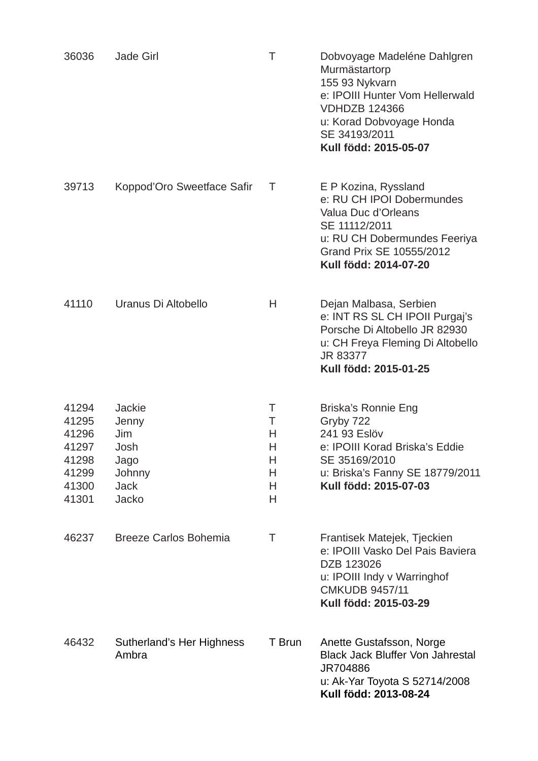| | | | |
|---|---|---|---|
| 36036 | Jade Girl | T | Dobvoyage Madeléne Dahlgren<br>Murmästartorp<br>155 93 Nykvarn<br>e: IPOIII Hunter Vom Hellerwald VDHDZB 124366<br>u: Korad Dobvoyage Honda SE 34193/2011<br>**Kull född: 2015-05-07** |
| 39713 | Koppod'Oro Sweetface Safir | T | E P Kozina, Ryssland<br>e: RU CH IPOI Dobermundes Valua Duc d'Orleans SE 11112/2011<br>u: RU CH Dobermundes Feeriya Grand Prix SE 10555/2012<br>**Kull född: 2014-07-20** |
| 41110 | Uranus Di Altobello | H | Dejan Malbasa, Serbien<br>e: INT RS SL CH IPOII Purgaj's Porsche Di Altobello JR 82930<br>u: CH Freya Fleming Di Altobello JR 83377<br>**Kull född: 2015-01-25** |
| 41294<br>41295<br>41296<br>41297<br>41298<br>41299<br>41300<br>41301 | Jackie<br>Jenny<br>Jim<br>Josh<br>Jago<br>Johnny<br>Jack<br>Jacko | T<br>T<br>H<br>H<br>H<br>H<br>H<br>H | Briska's Ronnie Eng<br>Gryby 722<br>241 93 Eslöv<br>e: IPOIII Korad Briska's Eddie SE 35169/2010<br>u: Briska's Fanny SE 18779/2011<br>**Kull född: 2015-07-03** |
| 46237 | Breeze Carlos Bohemia | T | Frantisek Matejek, Tjeckien<br>e: IPOIII Vasko Del Pais Baviera DZB 123026<br>u: IPOIII Indy v Warringhof CMKUDB 9457/11<br>**Kull född: 2015-03-29** |
| 46432 | Sutherland's Her Highness Ambra | T Brun | Anette Gustafsson, Norge<br>Black Jack Bluffer Von Jahrestal JR704886<br>u: Ak-Yar Toyota S 52714/2008<br>**Kull född: 2013-08-24** |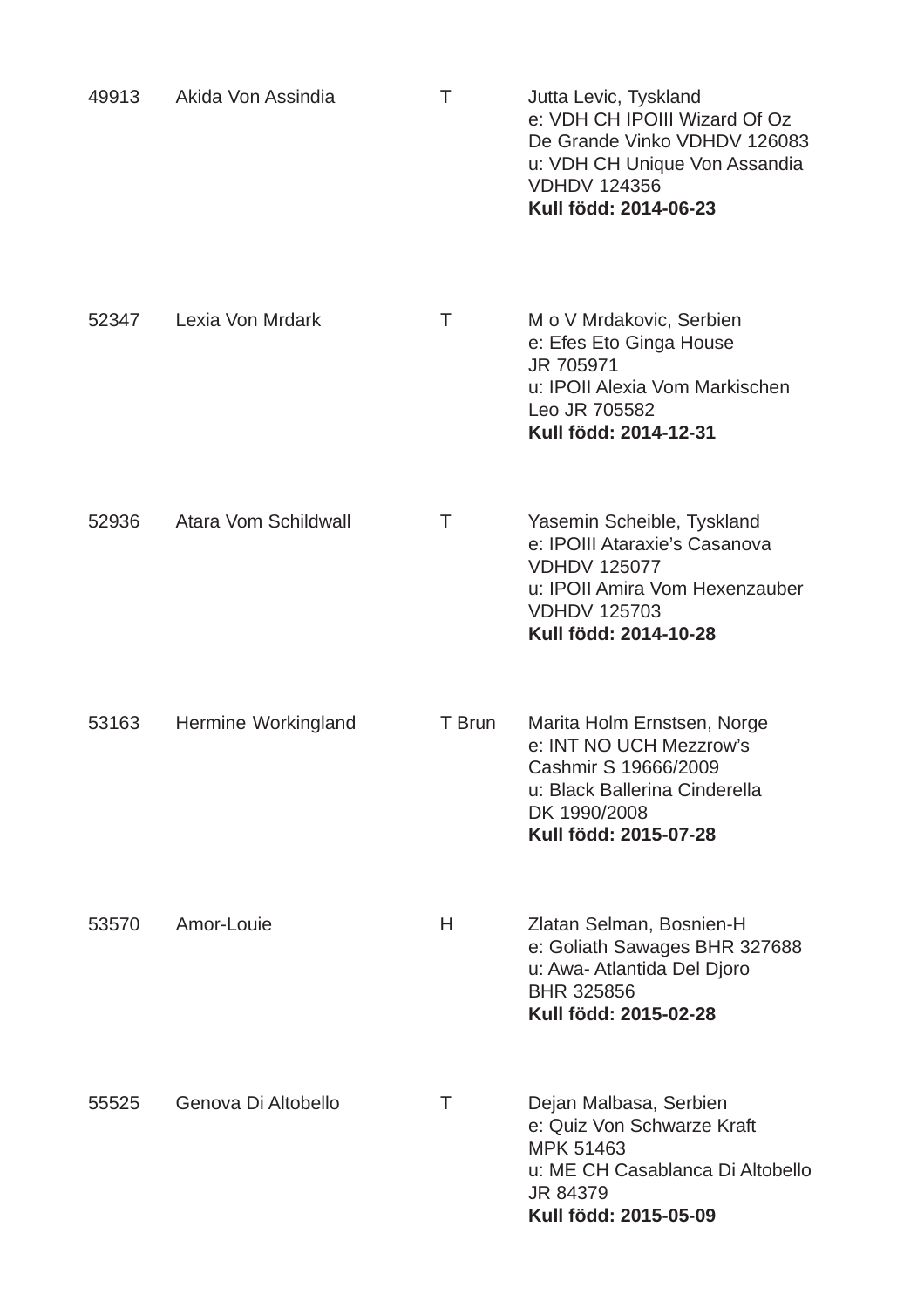| | | | |
|---|---|---|---|
| 49913 | Akida Von Assindia | T | Jutta Levic, Tyskland<br>e: VDH CH IPOIII Wizard Of Oz De Grande Vinko VDHDV 126083<br>u: VDH CH Unique Von Assandia VDHDV 124356<br>**Kull född: 2014-06-23** |
| 52347 | Lexia Von Mrdark | T | M o V Mrdakovic, Serbien<br>e: Efes Eto Ginga House JR 705971<br>u: IPOII Alexia Vom Markischen Leo JR 705582<br>**Kull född: 2014-12-31** |
| 52936 | Atara Vom Schildwall | T | Yasemin Scheible, Tyskland<br>e: IPOIII Ataraxie's Casanova VDHDV 125077<br>u: IPOII Amira Vom Hexenzauber VDHDV 125703<br>**Kull född: 2014-10-28** |
| 53163 | Hermine Workingland | T Brun | Marita Holm Ernstsen, Norge<br>e: INT NO UCH Mezzrow's Cashmir S 19666/2009<br>u: Black Ballerina Cinderella DK 1990/2008<br>**Kull född: 2015-07-28** |
| 53570 | Amor-Louie | H | Zlatan Selman, Bosnien-H<br>e: Goliath Sawages BHR 327688<br>u: Awa- Atlantida Del Djoro BHR 325856<br>**Kull född: 2015-02-28** |
| 55525 | Genova Di Altobello | T | Dejan Malbasa, Serbien<br>e: Quiz Von Schwarze Kraft MPK 51463<br>u: ME CH Casablanca Di Altobello JR 84379<br>**Kull född: 2015-05-09** |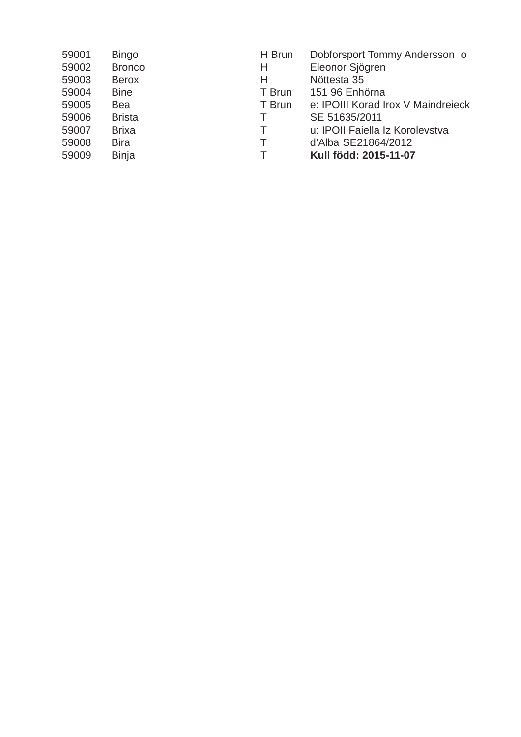| | | | |
|---|---|---|---|
| 59001 | Bingo | H Brun | Dobforsport Tommy Andersson o |
| 59002 | Bronco | H | Eleonor Sjögren |
| 59003 | Berox | H | Nöttesta 35 |
| 59004 | Bine | T Brun | 151 96 Enhörna |
| 59005 | Bea | T Brun | e: IPOIII Korad Irox V Maindreieck |
| 59006 | Brista | T | SE 51635/2011 |
| 59007 | Brixa | T | u: IPOII Faiella Iz Korolevstva |
| 59008 | Bira | T | d’Alba SE21864/2012 |
| 59009 | Binja | T | **Kull född: 2015-11-07** |